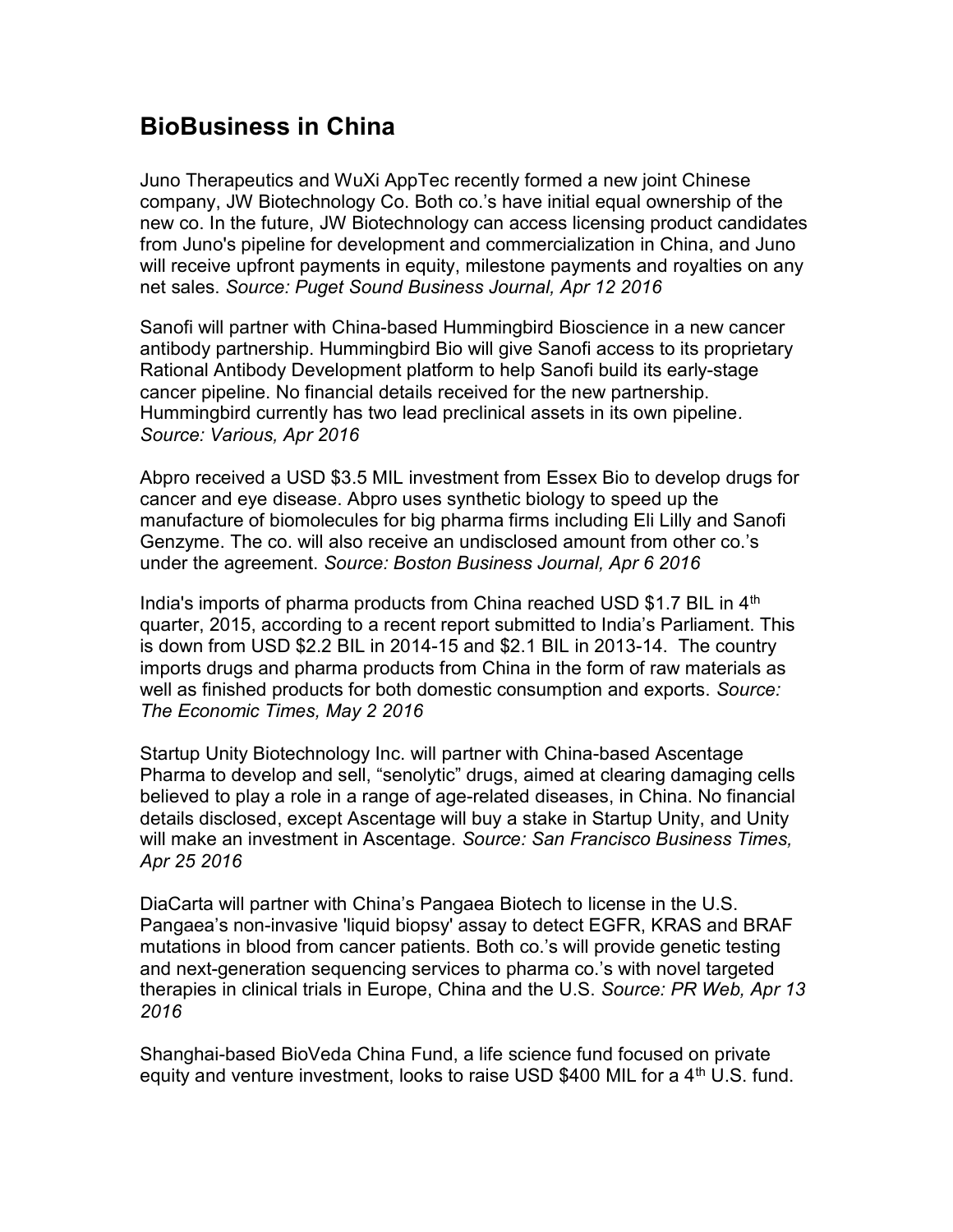# BioBusiness in China

Juno Therapeutics and WuXi AppTec recently formed a new joint Chinese company, JW Biotechnology Co. Both co.'s have initial equal ownership of the new co. In the future, JW Biotechnology can access licensing product candidates from Juno's pipeline for development and commercialization in China, and Juno will receive upfront payments in equity, milestone payments and royalties on any net sales. *Source: Puget Sound Business Journal, Apr 12 2016*

Sanofi will partner with China-based Hummingbird Bioscience in a new cancer antibody partnership. Hummingbird Bio will give Sanofi access to its proprietary Rational Antibody Development platform to help Sanofi build its early-stage cancer pipeline. No financial details received for the new partnership. Hummingbird currently has two lead preclinical assets in its own pipeline. *Source: Various, Apr 2016*

Abpro received a USD $3.5 MIL investment from Essex Bio to develop drugs for cancer and eye disease. Abpro uses synthetic biology to speed up the manufacture of biomolecules for big pharma firms including Eli Lilly and Sanofi Genzyme. The co. will also receive an undisclosed amount from other co.'s under the agreement. *Source: Boston Business Journal, Apr 6 2016*

India's imports of pharma products from China reached USD $1.7 BIL in 4th quarter, 2015, according to a recent report submitted to India's Parliament. This is down from USD $2.2 BIL in 2014-15 and $2.1 BIL in 2013-14. The country imports drugs and pharma products from China in the form of raw materials as well as finished products for both domestic consumption and exports. *Source: The Economic Times, May 2 2016*

Startup Unity Biotechnology Inc. will partner with China-based Ascentage Pharma to develop and sell, "senolytic" drugs, aimed at clearing damaging cells believed to play a role in a range of age-related diseases, in China. No financial details disclosed, except Ascentage will buy a stake in Startup Unity, and Unity will make an investment in Ascentage. *Source: San Francisco Business Times, Apr 25 2016*

DiaCarta will partner with China's Pangaea Biotech to license in the U.S. Pangaea's non-invasive 'liquid biopsy' assay to detect EGFR, KRAS and BRAF mutations in blood from cancer patients. Both co.'s will provide genetic testing and next-generation sequencing services to pharma co.'s with novel targeted therapies in clinical trials in Europe, China and the U.S. *Source: PR Web, Apr 13 2016*

Shanghai-based BioVeda China Fund, a life science fund focused on private equity and venture investment, looks to raise USD $400 MIL for a 4th U.S. fund.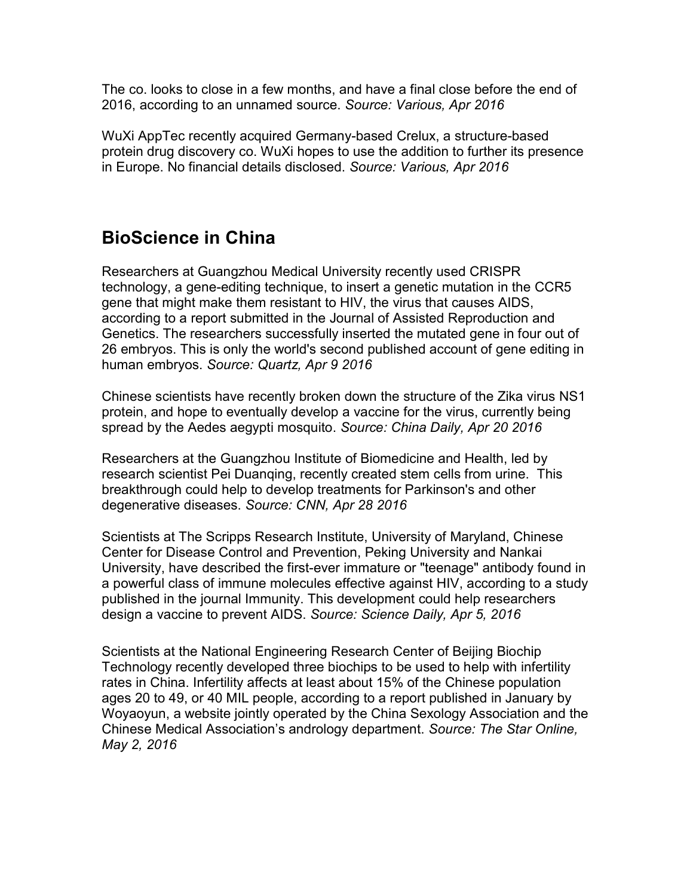The co. looks to close in a few months, and have a final close before the end of 2016, according to an unnamed source. *Source: Various, Apr 2016*

WuXi AppTec recently acquired Germany-based Crelux, a structure-based protein drug discovery co. WuXi hopes to use the addition to further its presence in Europe. No financial details disclosed. *Source: Various, Apr 2016*

## BioScience in China

Researchers at Guangzhou Medical University recently used CRISPR technology, a gene-editing technique, to insert a genetic mutation in the CCR5 gene that might make them resistant to HIV, the virus that causes AIDS, according to a report submitted in the Journal of Assisted Reproduction and Genetics. The researchers successfully inserted the mutated gene in four out of 26 embryos. This is only the world's second published account of gene editing in human embryos. *Source: Quartz, Apr 9 2016*

Chinese scientists have recently broken down the structure of the Zika virus NS1 protein, and hope to eventually develop a vaccine for the virus, currently being spread by the Aedes aegypti mosquito. *Source: China Daily, Apr 20 2016*

Researchers at the Guangzhou Institute of Biomedicine and Health, led by research scientist Pei Duanqing, recently created stem cells from urine. This breakthrough could help to develop treatments for Parkinson's and other degenerative diseases. *Source: CNN, Apr 28 2016*

Scientists at The Scripps Research Institute, University of Maryland, Chinese Center for Disease Control and Prevention, Peking University and Nankai University, have described the first-ever immature or "teenage" antibody found in a powerful class of immune molecules effective against HIV, according to a study published in the journal Immunity. This development could help researchers design a vaccine to prevent AIDS. *Source: Science Daily, Apr 5, 2016*

Scientists at the National Engineering Research Center of Beijing Biochip Technology recently developed three biochips to be used to help with infertility rates in China. Infertility affects at least about 15% of the Chinese population ages 20 to 49, or 40 MIL people, according to a report published in January by Woyaoyun, a website jointly operated by the China Sexology Association and the Chinese Medical Association's andrology department. *Source: The Star Online, May 2, 2016*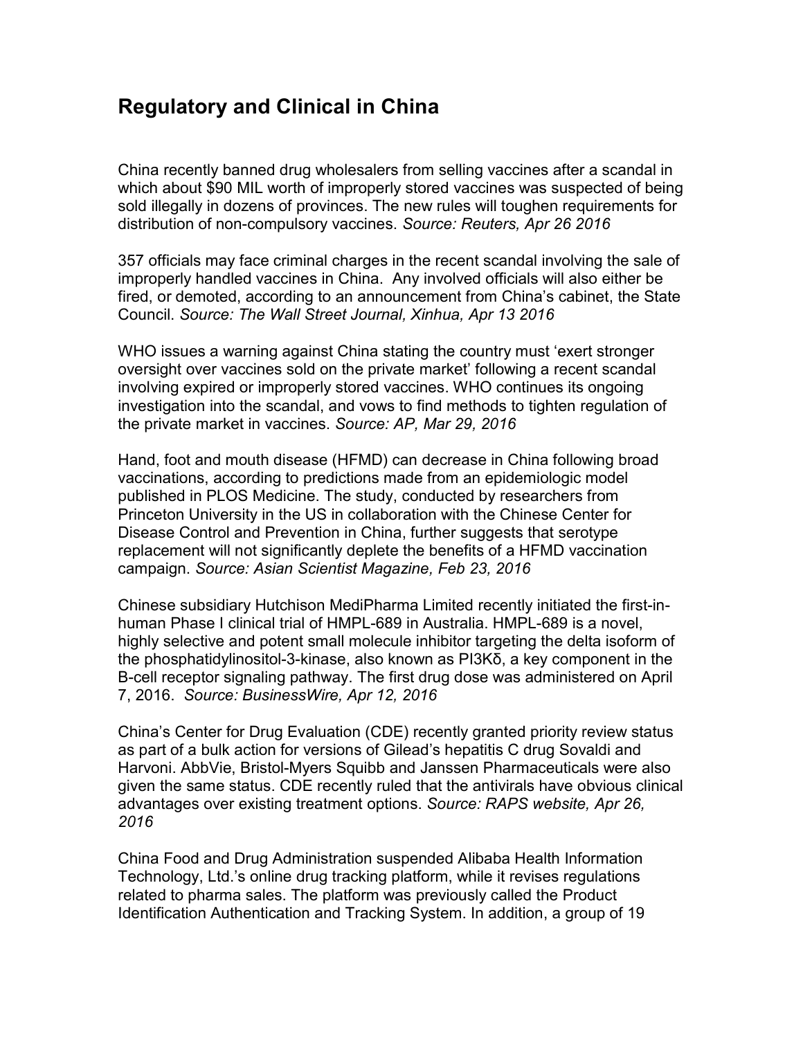## Regulatory and Clinical in China

China recently banned drug wholesalers from selling vaccines after a scandal in which about $90 MIL worth of improperly stored vaccines was suspected of being sold illegally in dozens of provinces. The new rules will toughen requirements for distribution of non-compulsory vaccines. *Source: Reuters, Apr 26 2016*

357 officials may face criminal charges in the recent scandal involving the sale of improperly handled vaccines in China. Any involved officials will also either be fired, or demoted, according to an announcement from China's cabinet, the State Council. *Source: The Wall Street Journal, Xinhua, Apr 13 2016*

WHO issues a warning against China stating the country must 'exert stronger oversight over vaccines sold on the private market' following a recent scandal involving expired or improperly stored vaccines. WHO continues its ongoing investigation into the scandal, and vows to find methods to tighten regulation of the private market in vaccines. *Source: AP, Mar 29, 2016*

Hand, foot and mouth disease (HFMD) can decrease in China following broad vaccinations, according to predictions made from an epidemiologic model published in PLOS Medicine. The study, conducted by researchers from Princeton University in the US in collaboration with the Chinese Center for Disease Control and Prevention in China, further suggests that serotype replacement will not significantly deplete the benefits of a HFMD vaccination campaign. *Source: Asian Scientist Magazine, Feb 23, 2016*

Chinese subsidiary Hutchison MediPharma Limited recently initiated the first-in-human Phase I clinical trial of HMPL-689 in Australia. HMPL-689 is a novel, highly selective and potent small molecule inhibitor targeting the delta isoform of the phosphatidylinositol-3-kinase, also known as PI3Kδ, a key component in the B-cell receptor signaling pathway. The first drug dose was administered on April 7, 2016. *Source: BusinessWire, Apr 12, 2016*

China's Center for Drug Evaluation (CDE) recently granted priority review status as part of a bulk action for versions of Gilead's hepatitis C drug Sovaldi and Harvoni. AbbVie, Bristol-Myers Squibb and Janssen Pharmaceuticals were also given the same status. CDE recently ruled that the antivirals have obvious clinical advantages over existing treatment options. *Source: RAPS website, Apr 26, 2016*

China Food and Drug Administration suspended Alibaba Health Information Technology, Ltd.'s online drug tracking platform, while it revises regulations related to pharma sales. The platform was previously called the Product Identification Authentication and Tracking System. In addition, a group of 19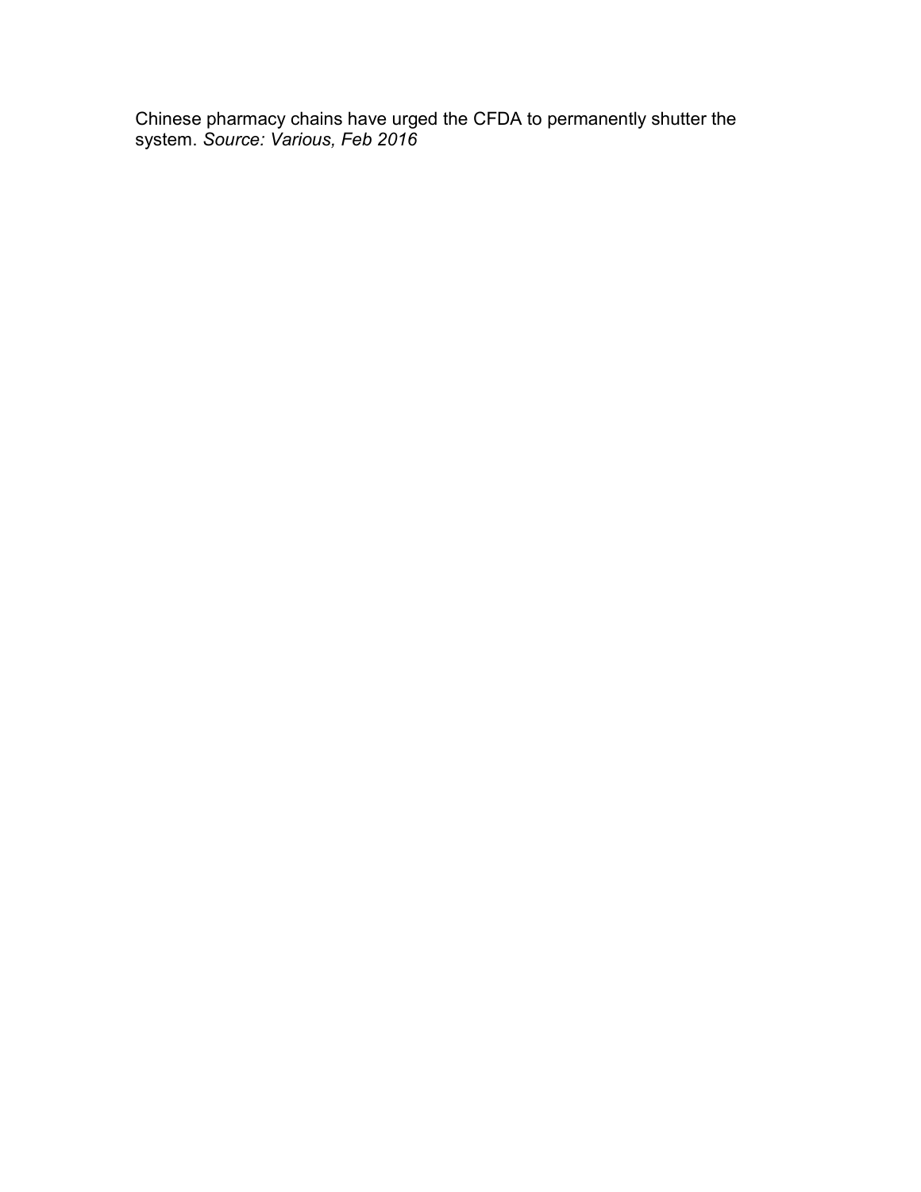Chinese pharmacy chains have urged the CFDA to permanently shutter the system. *Source: Various, Feb 2016*